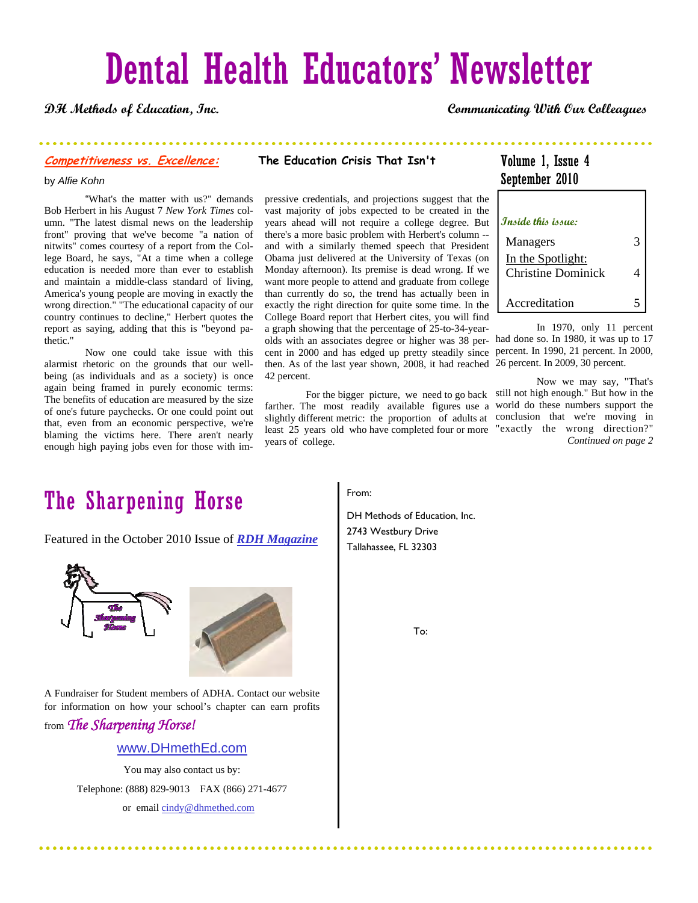# Dental Health Educators' Newsletter

**DH Methods of Education, Inc.** | **Communicating With Our Colleagues**

Volume 1, Issue 4
September 2010

| | |
|---|---|
| ***Inside this issue:*** | |
| Managers | 3 |
| In the Spotlight: Christine Dominick | 4 |
| Accreditation | 5 |

## *Competitiveness vs. Excellence:* The Education Crisis That Isn't

by *Alfie Kohn*

"What's the matter with us?" demands Bob Herbert in his August 7 *New York Times* column. "The latest dismal news on the leadership front" proving that we've become "a nation of nitwits" comes courtesy of a report from the College Board, he says, "At a time when a college education is needed more than ever to establish and maintain a middle-class standard of living, America's young people are moving in exactly the wrong direction." "The educational capacity of our country continues to decline," Herbert quotes the report as saying, adding that this is "beyond pathetic."

Now one could take issue with this alarmist rhetoric on the grounds that our well-being (as individuals and as a society) is once again being framed in purely economic terms: The benefits of education are measured by the size of one's future paychecks. Or one could point out that, even from an economic perspective, we're blaming the victims here. There aren't nearly enough high paying jobs even for those with impressive credentials, and projections suggest that the vast majority of jobs expected to be created in the years ahead will not require a college degree. But there's a more basic problem with Herbert's column -- and with a similarly themed speech that President Obama just delivered at the University of Texas (on Monday afternoon). Its premise is dead wrong. If we want more people to attend and graduate from college than currently do so, the trend has actually been in exactly the right direction for quite some time. In the College Board report that Herbert cites, you will find a graph showing that the percentage of 25-to-34-year-olds with an associates degree or higher was 38 percent in 2000 and has edged up pretty steadily since then. As of the last year shown, 2008, it had reached 42 percent.

For the bigger picture, we need to go back farther. The most readily available figures use a slightly different metric: the proportion of adults at least 25 years old who have completed four or more years of college.

In 1970, only 11 percent had done so. In 1980, it was up to 17 percent. In 1990, 21 percent. In 2000, 26 percent. In 2009, 30 percent.

Now we may say, "That's still not high enough." But how in the world do these numbers support the conclusion that we're moving in "exactly the wrong direction?"

*Continued on page 2*

## The Sharpening Horse

Featured in the October 2010 Issue of ***RDH Magazine***

A Fundraiser for Student members of ADHA. Contact our website for information on how your school's chapter can earn profits from *The Sharpening Horse!*

www.DHmethEd.com

You may also contact us by:

Telephone: (888) 829-9013 FAX (866) 271-4677

or email cindy@dhmethed.com

From:

DH Methods of Education, Inc.
2743 Westbury Drive
Tallahassee, FL 32303

To: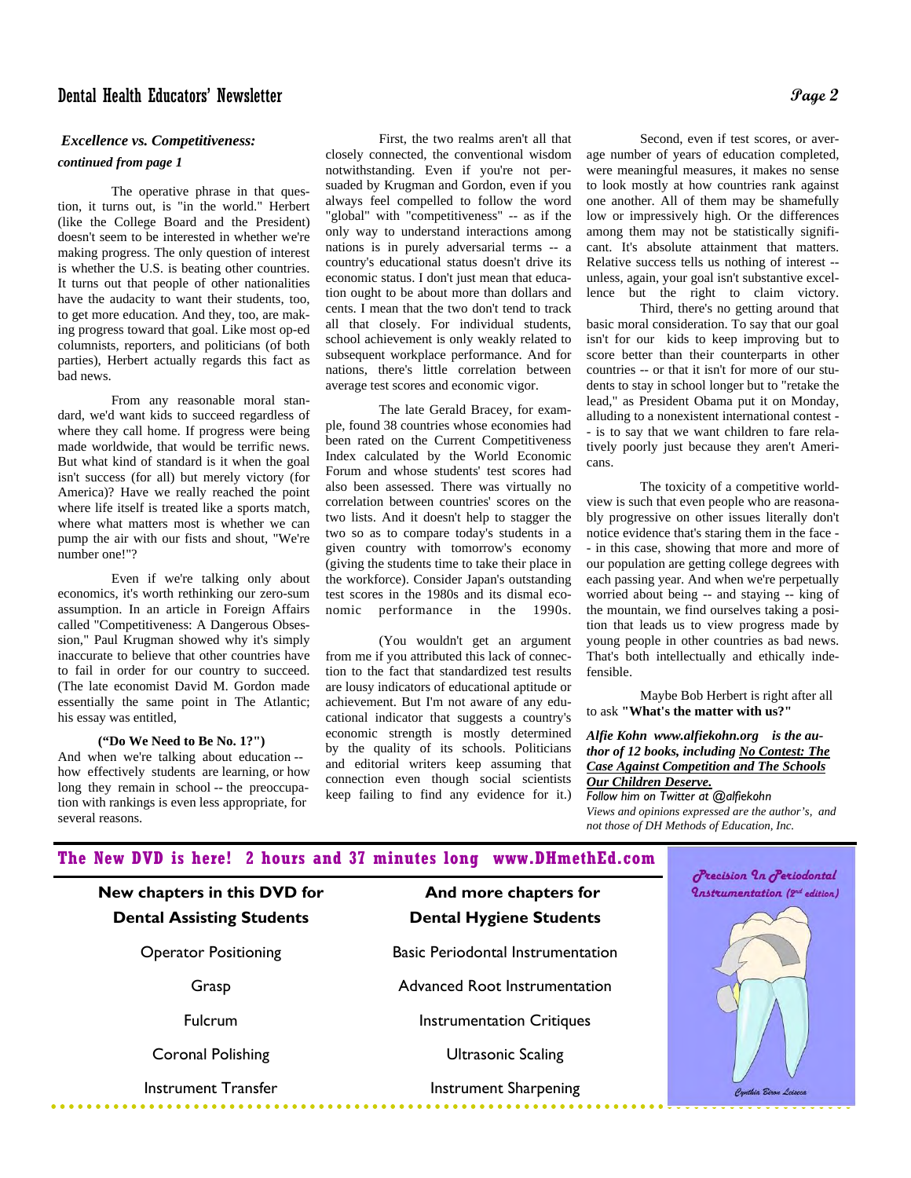### *Excellence vs. Competitiveness:*

***continued from page 1***

The operative phrase in that question, it turns out, is "in the world." Herbert (like the College Board and the President) doesn't seem to be interested in whether we're making progress. The only question of interest is whether the U.S. is beating other countries. It turns out that people of other nationalities have the audacity to want their students, too, to get more education. And they, too, are making progress toward that goal. Like most op-ed columnists, reporters, and politicians (of both parties), Herbert actually regards this fact as bad news.

From any reasonable moral standard, we'd want kids to succeed regardless of where they call home. If progress were being made worldwide, that would be terrific news. But what kind of standard is it when the goal isn't success (for all) but merely victory (for America)? Have we really reached the point where life itself is treated like a sports match, where what matters most is whether we can pump the air with our fists and shout, "We're number one!"?

Even if we're talking only about economics, it's worth rethinking our zero-sum assumption. In an article in Foreign Affairs called "Competitiveness: A Dangerous Obsession," Paul Krugman showed why it's simply inaccurate to believe that other countries have to fail in order for our country to succeed. (The late economist David M. Gordon made essentially the same point in The Atlantic; his essay was entitled,

**("Do We Need to Be No. 1?")**

And when we're talking about education -- how effectively students are learning, or how long they remain in school -- the preoccupation with rankings is even less appropriate, for several reasons.

First, the two realms aren't all that closely connected, the conventional wisdom notwithstanding. Even if you're not persuaded by Krugman and Gordon, even if you always feel compelled to follow the word "global" with "competitiveness" -- as if the only way to understand interactions among nations is in purely adversarial terms -- a country's educational status doesn't drive its economic status. I don't just mean that education ought to be about more than dollars and cents. I mean that the two don't tend to track all that closely. For individual students, school achievement is only weakly related to subsequent workplace performance. And for nations, there's little correlation between average test scores and economic vigor.

The late Gerald Bracey, for example, found 38 countries whose economies had been rated on the Current Competitiveness Index calculated by the World Economic Forum and whose students' test scores had also been assessed. There was virtually no correlation between countries' scores on the two lists. And it doesn't help to stagger the two so as to compare today's students in a given country with tomorrow's economy (giving the students time to take their place in the workforce). Consider Japan's outstanding test scores in the 1980s and its dismal economic performance in the 1990s.

(You wouldn't get an argument from me if you attributed this lack of connection to the fact that standardized test results are lousy indicators of educational aptitude or achievement. But I'm not aware of any educational indicator that suggests a country's economic strength is mostly determined by the quality of its schools. Politicians and editorial writers keep assuming that connection even though social scientists keep failing to find any evidence for it.)

Second, even if test scores, or average number of years of education completed, were meaningful measures, it makes no sense to look mostly at how countries rank against one another. All of them may be shamefully low or impressively high. Or the differences among them may not be statistically significant. It's absolute attainment that matters. Relative success tells us nothing of interest -- unless, again, your goal isn't substantive excellence but the right to claim victory.

Third, there's no getting around that basic moral consideration. To say that our goal isn't for our kids to keep improving but to score better than their counterparts in other countries -- or that it isn't for more of our students to stay in school longer but to "retake the lead," as President Obama put it on Monday, alluding to a nonexistent international contest -- is to say that we want children to fare relatively poorly just because they aren't Americans.

The toxicity of a competitive worldview is such that even people who are reasonably progressive on other issues literally don't notice evidence that's staring them in the face -- in this case, showing that more and more of our population are getting college degrees with each passing year. And when we're perpetually worried about being -- and staying -- king of the mountain, we find ourselves taking a position that leads us to view progress made by young people in other countries as bad news. That's both intellectually and ethically indefensible.

Maybe Bob Herbert is right after all to ask **"What's the matter with us?"**

***Alfie Kohn www.alfiekohn.org is the author of 12 books, including <u>No Contest: The Case Against Competition and The Schools Our Children Deserve.</u>***

*Follow him on Twitter at @alfiekohn*

*Views and opinions expressed are the author's, and not those of DH Methods of Education, Inc.*

---

**The New DVD is here! 2 hours and 37 minutes long www.DHmethEd.com**

| New chapters in this DVD for Dental Assisting Students | And more chapters for Dental Hygiene Students |
|---|---|
| Operator Positioning | Basic Periodontal Instrumentation |
| Grasp | Advanced Root Instrumentation |
| Fulcrum | Instrumentation Critiques |
| Coronal Polishing | Ultrasonic Scaling |
| Instrument Transfer | Instrument Sharpening |

*Precision In Periodontal Instrumentation (2nd edition)*

*Cynthia Biron Leiseca*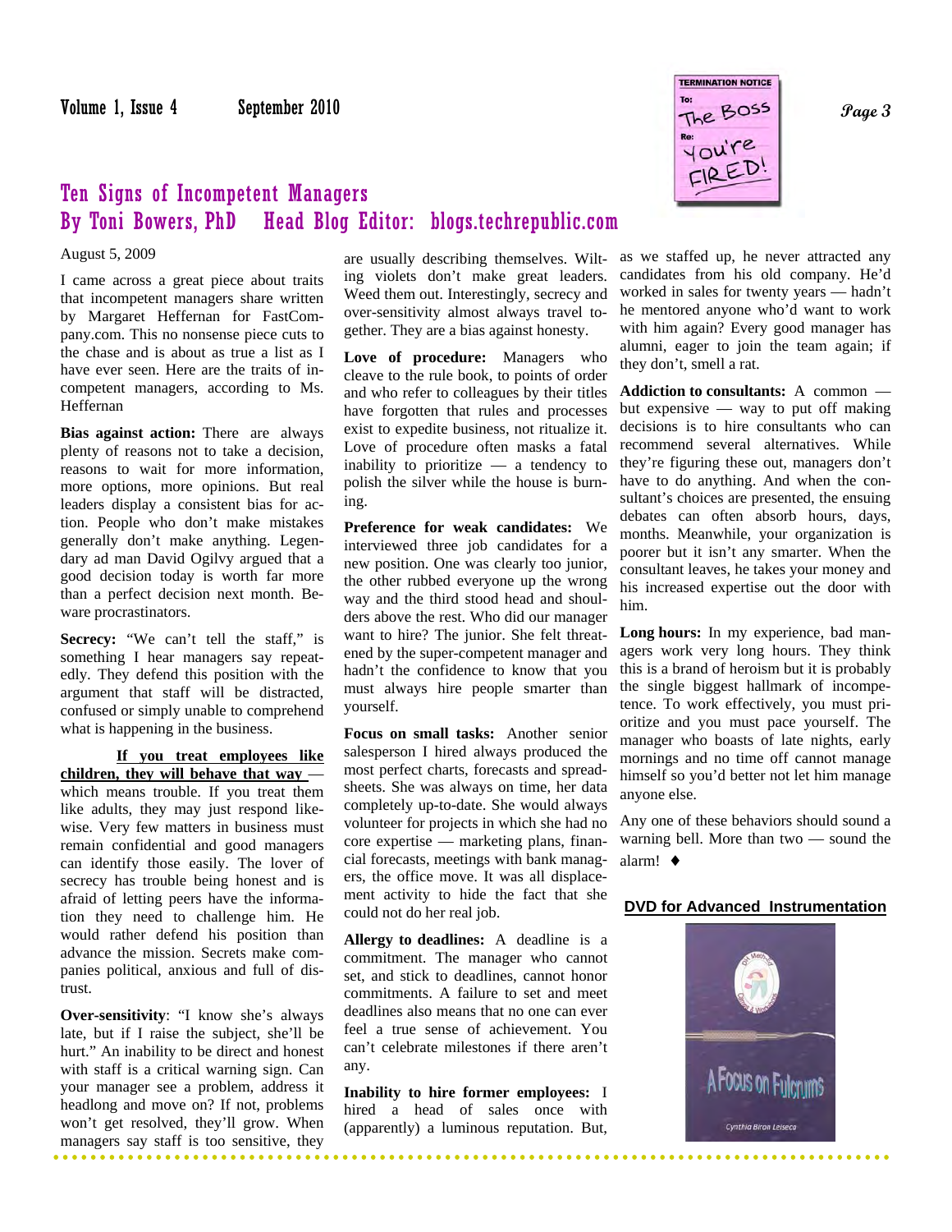## Ten Signs of Incompetent Managers
### By Toni Bowers, PhD    Head Blog Editor: blogs.techrepublic.com

August 5, 2009

I came across a great piece about traits that incompetent managers share written by Margaret Heffernan for FastCompany.com. This no nonsense piece cuts to the chase and is about as true a list as I have ever seen. Here are the traits of incompetent managers, according to Ms. Heffernan

**Bias against action:** There are always plenty of reasons not to take a decision, reasons to wait for more information, more options, more opinions. But real leaders display a consistent bias for action. People who don't make mistakes generally don't make anything. Legendary ad man David Ogilvy argued that a good decision today is worth far more than a perfect decision next month. Beware procrastinators.

**Secrecy:** "We can't tell the staff," is something I hear managers say repeatedly. They defend this position with the argument that staff will be distracted, confused or simply unable to comprehend what is happening in the business.

**If you treat employees like children, they will behave that way** — which means trouble. If you treat them like adults, they may just respond likewise. Very few matters in business must remain confidential and good managers can identify those easily. The lover of secrecy has trouble being honest and is afraid of letting peers have the information they need to challenge him. He would rather defend his position than advance the mission. Secrets make companies political, anxious and full of distrust.

**Over-sensitivity**: "I know she's always late, but if I raise the subject, she'll be hurt." An inability to be direct and honest with staff is a critical warning sign. Can your manager see a problem, address it headlong and move on? If not, problems won't get resolved, they'll grow. When managers say staff is too sensitive, they are usually describing themselves. Wilting violets don't make great leaders. Weed them out. Interestingly, secrecy and over-sensitivity almost always travel together. They are a bias against honesty.

**Love of procedure:** Managers who cleave to the rule book, to points of order and who refer to colleagues by their titles have forgotten that rules and processes exist to expedite business, not ritualize it. Love of procedure often masks a fatal inability to prioritize — a tendency to polish the silver while the house is burning.

**Preference for weak candidates:** We interviewed three job candidates for a new position. One was clearly too junior, the other rubbed everyone up the wrong way and the third stood head and shoulders above the rest. Who did our manager want to hire? The junior. She felt threatened by the super-competent manager and hadn't the confidence to know that you must always hire people smarter than yourself.

**Focus on small tasks:** Another senior salesperson I hired always produced the most perfect charts, forecasts and spreadsheets. She was always on time, her data completely up-to-date. She would always volunteer for projects in which she had no core expertise — marketing plans, financial forecasts, meetings with bank managers, the office move. It was all displacement activity to hide the fact that she could not do her real job.

**Allergy to deadlines:** A deadline is a commitment. The manager who cannot set, and stick to deadlines, cannot honor commitments. A failure to set and meet deadlines also means that no one can ever feel a true sense of achievement. You can't celebrate milestones if there aren't any.

**Inability to hire former employees:** I hired a head of sales once with (apparently) a luminous reputation. But, as we staffed up, he never attracted any candidates from his old company. He'd worked in sales for twenty years — hadn't he mentored anyone who'd want to work with him again? Every good manager has alumni, eager to join the team again; if they don't, smell a rat.

**Addiction to consultants:** A common — but expensive — way to put off making decisions is to hire consultants who can recommend several alternatives. While they're figuring these out, managers don't have to do anything. And when the consultant's choices are presented, the ensuing debates can often absorb hours, days, months. Meanwhile, your organization is poorer but it isn't any smarter. When the consultant leaves, he takes your money and his increased expertise out the door with him.

**Long hours:** In my experience, bad managers work very long hours. They think this is a brand of heroism but it is probably the single biggest hallmark of incompetence. To work effectively, you must prioritize and you must pace yourself. The manager who boasts of late nights, early mornings and no time off cannot manage himself so you'd better not let him manage anyone else.

Any one of these behaviors should sound a warning bell. More than two — sound the alarm! ♦

**DVD for Advanced Instrumentation**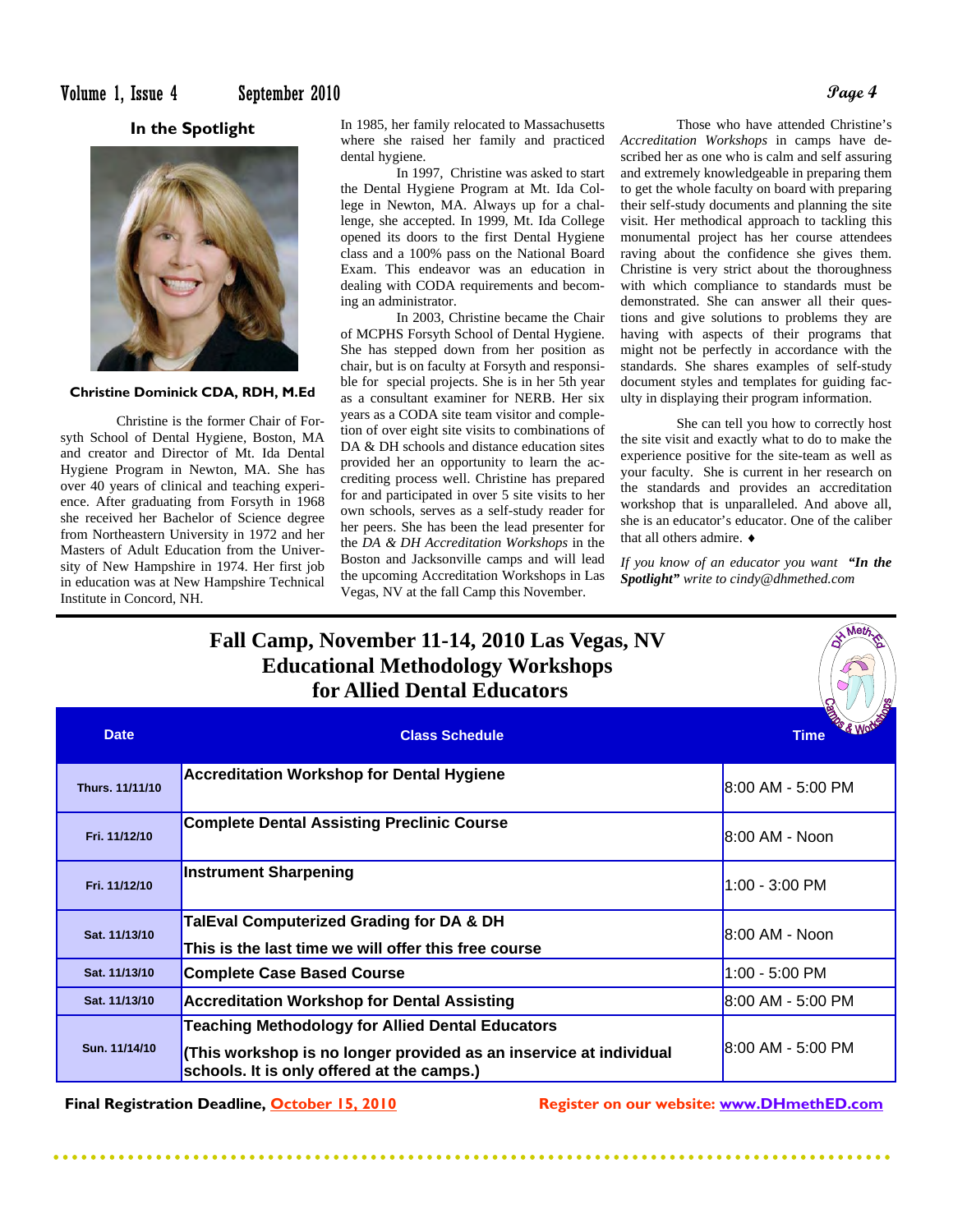## In the Spotlight

**Christine Dominick CDA, RDH, M.Ed**

Christine is the former Chair of Forsyth School of Dental Hygiene, Boston, MA and creator and Director of Mt. Ida Dental Hygiene Program in Newton, MA. She has over 40 years of clinical and teaching experience. After graduating from Forsyth in 1968 she received her Bachelor of Science degree from Northeastern University in 1972 and her Masters of Adult Education from the University of New Hampshire in 1974. Her first job in education was at New Hampshire Technical Institute in Concord, NH.

In 1985, her family relocated to Massachusetts where she raised her family and practiced dental hygiene.

In 1997, Christine was asked to start the Dental Hygiene Program at Mt. Ida College in Newton, MA. Always up for a challenge, she accepted. In 1999, Mt. Ida College opened its doors to the first Dental Hygiene class and a 100% pass on the National Board Exam. This endeavor was an education in dealing with CODA requirements and becoming an administrator.

In 2003, Christine became the Chair of MCPHS Forsyth School of Dental Hygiene. She has stepped down from her position as chair, but is on faculty at Forsyth and responsible for special projects. She is in her 5th year as a consultant examiner for NERB. Her six years as a CODA site team visitor and completion of over eight site visits to combinations of DA & DH schools and distance education sites provided her an opportunity to learn the accrediting process well. Christine has prepared for and participated in over 5 site visits to her own schools, serves as a self-study reader for her peers. She has been the lead presenter for the *DA & DH Accreditation Workshops* in the Boston and Jacksonville camps and will lead the upcoming Accreditation Workshops in Las Vegas, NV at the fall Camp this November.

Those who have attended Christine's *Accreditation Workshops* in camps have described her as one who is calm and self assuring and extremely knowledgeable in preparing them to get the whole faculty on board with preparing their self-study documents and planning the site visit. Her methodical approach to tackling this monumental project has her course attendees raving about the confidence she gives them. Christine is very strict about the thoroughness with which compliance to standards must be demonstrated. She can answer all their questions and give solutions to problems they are having with aspects of their programs that might not be perfectly in accordance with the standards. She shares examples of self-study document styles and templates for guiding faculty in displaying their program information.

She can tell you how to correctly host the site visit and exactly what to do to make the experience positive for the site-team as well as your faculty. She is current in her research on the standards and provides an accreditation workshop that is unparalleled. And above all, she is an educator's educator. One of the caliber that all others admire. ♦

*If you know of an educator you want **"In the Spotlight"** write to cindy@dhmethed.com*

---

## Fall Camp, November 11-14, 2010 Las Vegas, NV
## Educational Methodology Workshops for Allied Dental Educators

| Date | Class Schedule | Time |
|---|---|---|
| Thurs. 11/11/10 | **Accreditation Workshop for Dental Hygiene** | 8:00 AM - 5:00 PM |
| Fri. 11/12/10 | **Complete Dental Assisting Preclinic Course** | 8:00 AM - Noon |
| Fri. 11/12/10 | **Instrument Sharpening** | 1:00 - 3:00 PM |
| Sat. 11/13/10 | **TalEval Computerized Grading for DA & DH** **This is the last time we will offer this free course** | 8:00 AM - Noon |
| Sat. 11/13/10 | **Complete Case Based Course** | 1:00 - 5:00 PM |
| Sat. 11/13/10 | **Accreditation Workshop for Dental Assisting** | 8:00 AM - 5:00 PM |
| Sun. 11/14/10 | **Teaching Methodology for Allied Dental Educators** **(This workshop is no longer provided as an inservice at individual schools. It is only offered at the camps.)** | 8:00 AM - 5:00 PM |

**Final Registration Deadline, October 15, 2010**

**Register on our website: www.DHmethED.com**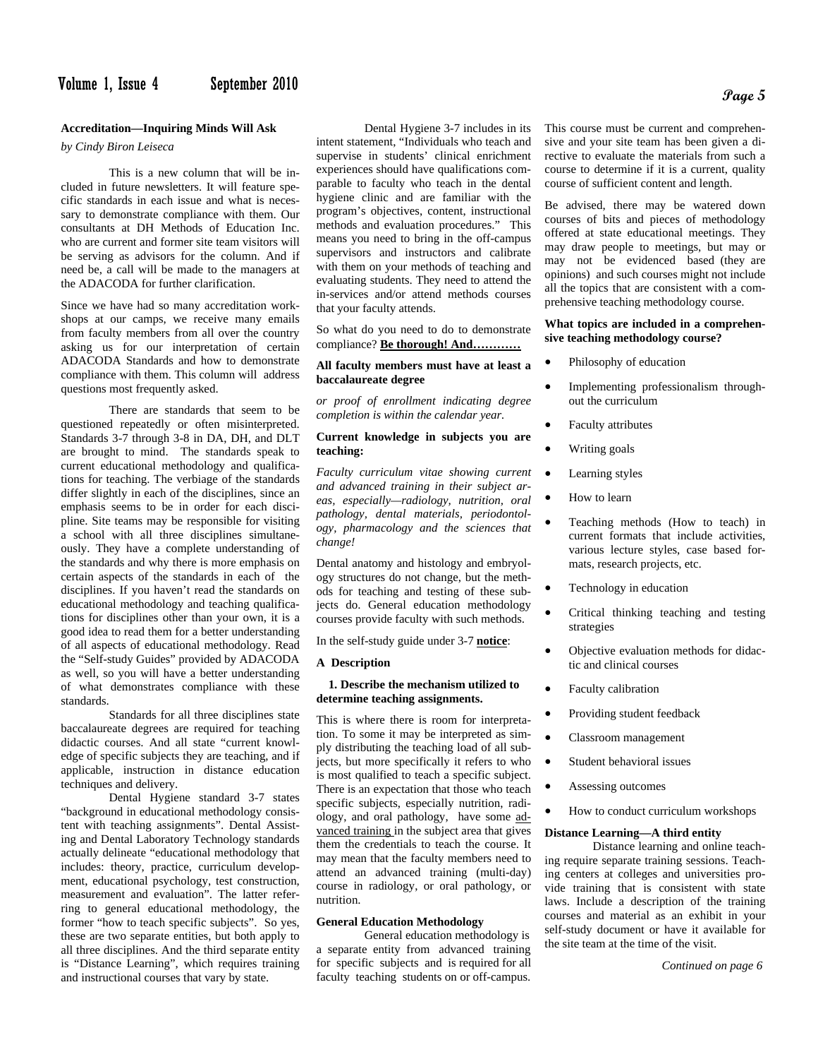## Accreditation—Inquiring Minds Will Ask

*by Cindy Biron Leiseca*

This is a new column that will be included in future newsletters. It will feature specific standards in each issue and what is necessary to demonstrate compliance with them. Our consultants at DH Methods of Education Inc. who are current and former site team visitors will be serving as advisors for the column. And if need be, a call will be made to the managers at the ADACODA for further clarification.

Since we have had so many accreditation workshops at our camps, we receive many emails from faculty members from all over the country asking us for our interpretation of certain ADACODA Standards and how to demonstrate compliance with them. This column will address questions most frequently asked.

There are standards that seem to be questioned repeatedly or often misinterpreted. Standards 3-7 through 3-8 in DA, DH, and DLT are brought to mind. The standards speak to current educational methodology and qualifications for teaching. The verbiage of the standards differ slightly in each of the disciplines, since an emphasis seems to be in order for each discipline. Site teams may be responsible for visiting a school with all three disciplines simultaneously. They have a complete understanding of the standards and why there is more emphasis on certain aspects of the standards in each of the disciplines. If you haven't read the standards on educational methodology and teaching qualifications for disciplines other than your own, it is a good idea to read them for a better understanding of all aspects of educational methodology. Read the "Self-study Guides" provided by ADACODA as well, so you will have a better understanding of what demonstrates compliance with these standards.

Standards for all three disciplines state baccalaureate degrees are required for teaching didactic courses. And all state "current knowledge of specific subjects they are teaching, and if applicable, instruction in distance education techniques and delivery.

Dental Hygiene standard 3-7 states "background in educational methodology consistent with teaching assignments". Dental Assisting and Dental Laboratory Technology standards actually delineate "educational methodology that includes: theory, practice, curriculum development, educational psychology, test construction, measurement and evaluation". The latter referring to general educational methodology, the former "how to teach specific subjects". So yes, these are two separate entities, but both apply to all three disciplines. And the third separate entity is "Distance Learning", which requires training and instructional courses that vary by state.

Dental Hygiene 3-7 includes in its intent statement, "Individuals who teach and supervise in students' clinical enrichment experiences should have qualifications comparable to faculty who teach in the dental hygiene clinic and are familiar with the program's objectives, content, instructional methods and evaluation procedures." This means you need to bring in the off-campus supervisors and instructors and calibrate with them on your methods of teaching and evaluating students. They need to attend the in-services and/or attend methods courses that your faculty attends.

So what do you need to do to demonstrate compliance? <u>**Be thorough! And…………**</u>

**All faculty members must have at least a baccalaureate degree**

*or proof of enrollment indicating degree completion is within the calendar year.*

**Current knowledge in subjects you are teaching:**

*Faculty curriculum vitae showing current and advanced training in their subject areas, especially—radiology, nutrition, oral pathology, dental materials, periodontology, pharmacology and the sciences that change!*

Dental anatomy and histology and embryology structures do not change, but the methods for teaching and testing of these subjects do. General education methodology courses provide faculty with such methods.

In the self-study guide under 3-7 <u>**notice**</u>:

**A Description**

**1. Describe the mechanism utilized to determine teaching assignments.**

This is where there is room for interpretation. To some it may be interpreted as simply distributing the teaching load of all subjects, but more specifically it refers to who is most qualified to teach a specific subject. There is an expectation that those who teach specific subjects, especially nutrition, radiology, and oral pathology, have some <u>advanced training</u> in the subject area that gives them the credentials to teach the course. It may mean that the faculty members need to attend an advanced training (multi-day) course in radiology, or oral pathology, or nutrition.

**General Education Methodology**

General education methodology is a separate entity from advanced training for specific subjects and is required for all faculty teaching students on or off-campus. This course must be current and comprehensive and your site team has been given a directive to evaluate the materials from such a course to determine if it is a current, quality course of sufficient content and length.

Be advised, there may be watered down courses of bits and pieces of methodology offered at state educational meetings. They may draw people to meetings, but may or may not be evidenced based (they are opinions) and such courses might not include all the topics that are consistent with a comprehensive teaching methodology course.

**What topics are included in a comprehensive teaching methodology course?**

- Philosophy of education
- Implementing professionalism throughout the curriculum
- Faculty attributes
- Writing goals
- Learning styles
- How to learn
- Teaching methods (How to teach) in current formats that include activities, various lecture styles, case based formats, research projects, etc.
- Technology in education
- Critical thinking teaching and testing strategies
- Objective evaluation methods for didactic and clinical courses
- Faculty calibration
- Providing student feedback
- Classroom management
- Student behavioral issues
- Assessing outcomes
- How to conduct curriculum workshops

**Distance Learning—A third entity**

Distance learning and online teaching require separate training sessions. Teaching centers at colleges and universities provide training that is consistent with state laws. Include a description of the training courses and material as an exhibit in your self-study document or have it available for the site team at the time of the visit.

*Continued on page 6*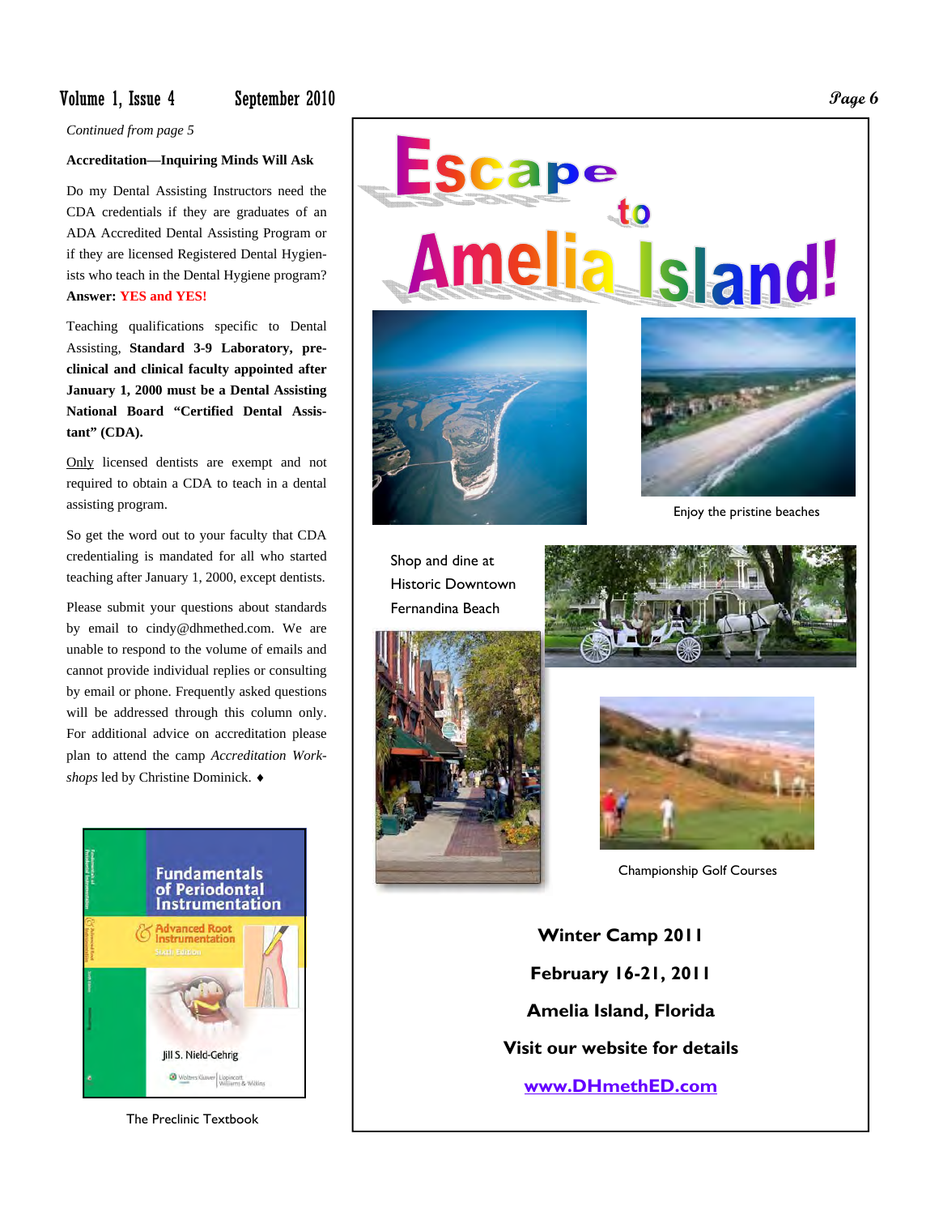*Continued from page 5*

**Accreditation—Inquiring Minds Will Ask**

Do my Dental Assisting Instructors need the CDA credentials if they are graduates of an ADA Accredited Dental Assisting Program or if they are licensed Registered Dental Hygienists who teach in the Dental Hygiene program? **Answer: YES and YES!**

Teaching qualifications specific to Dental Assisting, **Standard 3-9 Laboratory, preclinical and clinical faculty appointed after January 1, 2000 must be a Dental Assisting National Board "Certified Dental Assistant" (CDA).**

Only licensed dentists are exempt and not required to obtain a CDA to teach in a dental assisting program.

So get the word out to your faculty that CDA credentialing is mandated for all who started teaching after January 1, 2000, except dentists.

Please submit your questions about standards by email to cindy@dhmethed.com. We are unable to respond to the volume of emails and cannot provide individual replies or consulting by email or phone. Frequently asked questions will be addressed through this column only. For additional advice on accreditation please plan to attend the camp *Accreditation Workshops* led by Christine Dominick. ♦

The Preclinic Textbook

# Escape to Amelia Island!

Enjoy the pristine beaches

Shop and dine at Historic Downtown Fernandina Beach

Championship Golf Courses

**Winter Camp 2011**

**February 16-21, 2011**

**Amelia Island, Florida**

**Visit our website for details**

**www.DHmethED.com**